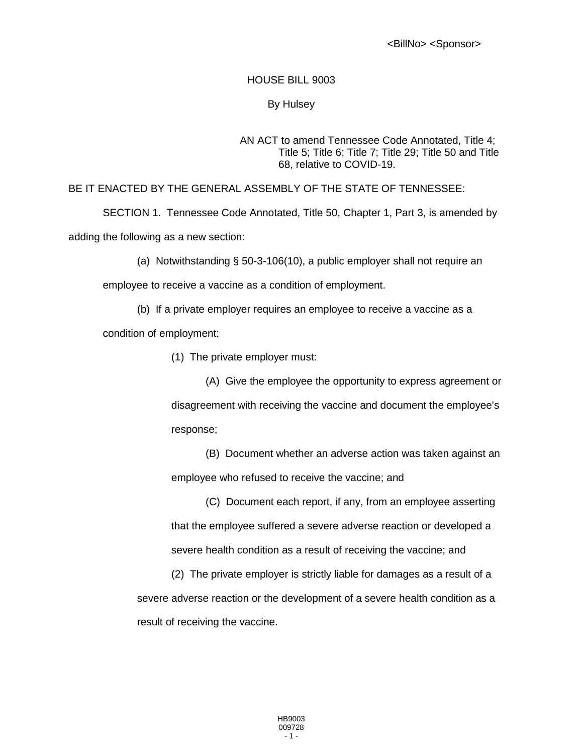<BillNo> <Sponsor>

# HOUSE BILL 9003

By Hulsey

AN ACT to amend Tennessee Code Annotated, Title 4; Title 5; Title 6; Title 7; Title 29; Title 50 and Title 68, relative to COVID-19.

BE IT ENACTED BY THE GENERAL ASSEMBLY OF THE STATE OF TENNESSEE:

SECTION 1. Tennessee Code Annotated, Title 50, Chapter 1, Part 3, is amended by adding the following as a new section:

(a) Notwithstanding § 50-3-106(10), a public employer shall not require an employee to receive a vaccine as a condition of employment.

(b) If a private employer requires an employee to receive a vaccine as a condition of employment:

(1) The private employer must:

(A) Give the employee the opportunity to express agreement or disagreement with receiving the vaccine and document the employee's response;

(B) Document whether an adverse action was taken against an employee who refused to receive the vaccine; and

(C) Document each report, if any, from an employee asserting that the employee suffered a severe adverse reaction or developed a severe health condition as a result of receiving the vaccine; and

(2) The private employer is strictly liable for damages as a result of a severe adverse reaction or the development of a severe health condition as a result of receiving the vaccine.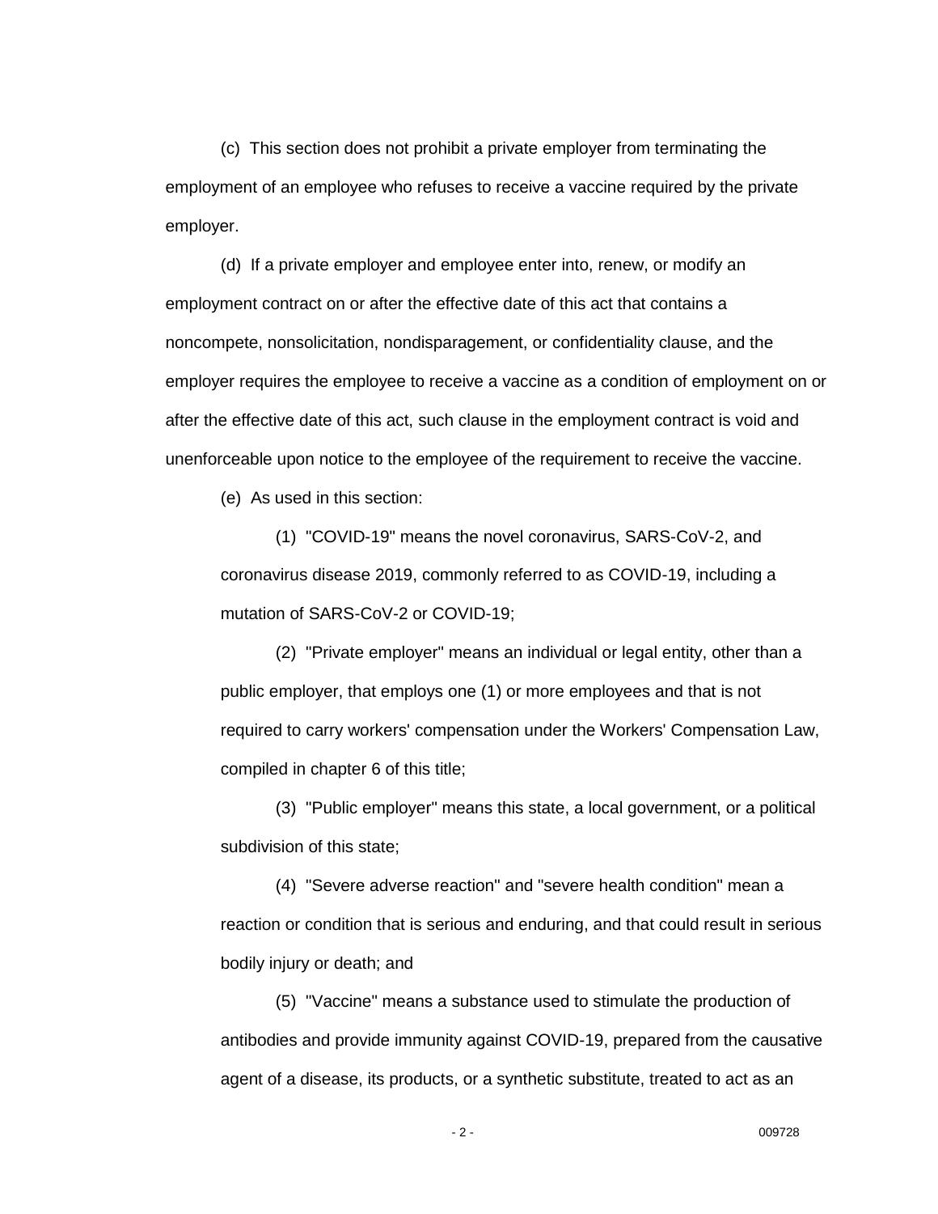(c) This section does not prohibit a private employer from terminating the employment of an employee who refuses to receive a vaccine required by the private employer.

(d) If a private employer and employee enter into, renew, or modify an employment contract on or after the effective date of this act that contains a noncompete, nonsolicitation, nondisparagement, or confidentiality clause, and the employer requires the employee to receive a vaccine as a condition of employment on or after the effective date of this act, such clause in the employment contract is void and unenforceable upon notice to the employee of the requirement to receive the vaccine.

(e) As used in this section:

(1) "COVID-19" means the novel coronavirus, SARS-CoV-2, and coronavirus disease 2019, commonly referred to as COVID-19, including a mutation of SARS-CoV-2 or COVID-19;

(2) "Private employer" means an individual or legal entity, other than a public employer, that employs one (1) or more employees and that is not required to carry workers' compensation under the Workers' Compensation Law, compiled in chapter 6 of this title;

(3) "Public employer" means this state, a local government, or a political subdivision of this state;

(4) "Severe adverse reaction" and "severe health condition" mean a reaction or condition that is serious and enduring, and that could result in serious bodily injury or death; and

(5) "Vaccine" means a substance used to stimulate the production of antibodies and provide immunity against COVID-19, prepared from the causative agent of a disease, its products, or a synthetic substitute, treated to act as an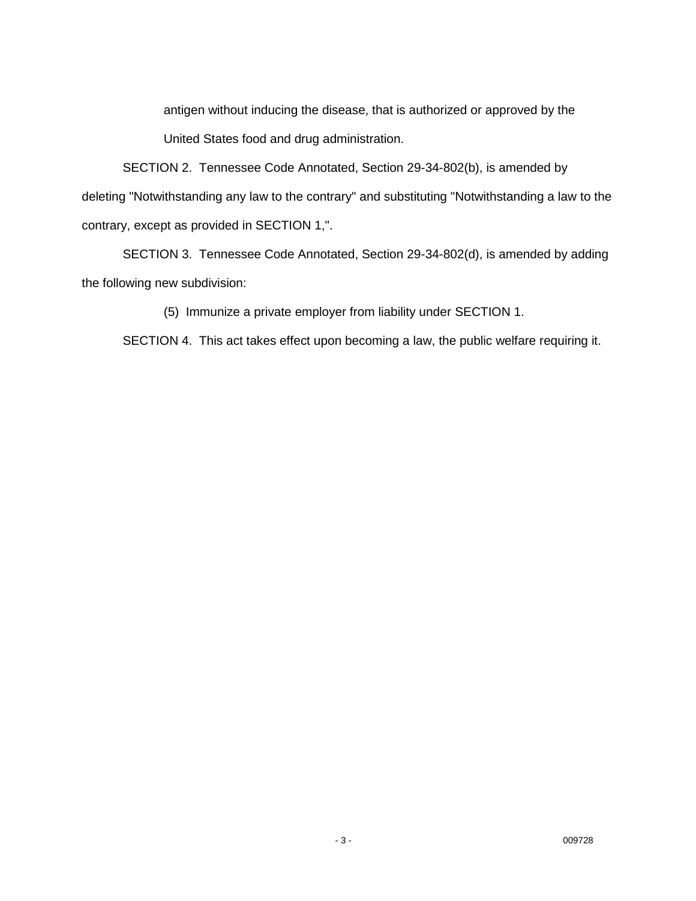antigen without inducing the disease, that is authorized or approved by the United States food and drug administration.

SECTION 2. Tennessee Code Annotated, Section 29-34-802(b), is amended by deleting "Notwithstanding any law to the contrary" and substituting "Notwithstanding a law to the contrary, except as provided in SECTION 1,".

SECTION 3. Tennessee Code Annotated, Section 29-34-802(d), is amended by adding the following new subdivision:

(5) Immunize a private employer from liability under SECTION 1.

SECTION 4. This act takes effect upon becoming a law, the public welfare requiring it.

009728